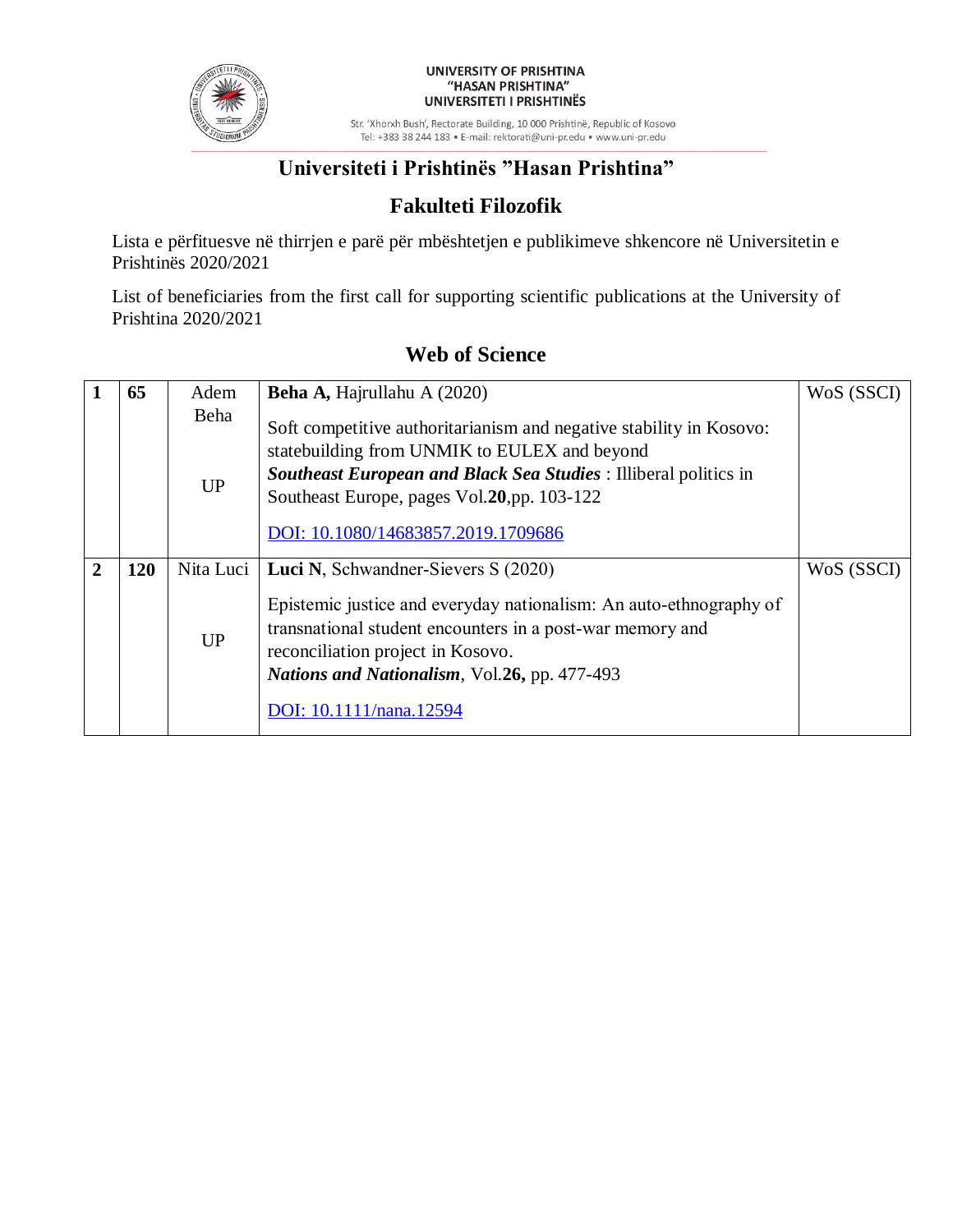UNIVERSITY OF PRISHTINA
"HASAN PRISHTINA"
UNIVERSITETI I PRISHTINËS

Str. 'Xhorxh Bush', Rectorate Building, 10 000 Prishtinë, Republic of Kosovo
Tel: +383 38 244 183 • E-mail: rektorati@uni-pr.edu • www.uni-pr.edu

# Universiteti i Prishtinës "Hasan Prishtina"

## Fakulteti Filozofik

Lista e përfituesve në thirrjen e parë për mbështetjen e publikimeve shkencore në Universitetin e Prishtinës 2020/2021

List of beneficiaries from the first call for supporting scientific publications at the University of Prishtina 2020/2021

## Web of Science

| | | | | |
|---|---|---|---|---|
| **1** | **65** | Adem Beha<br><br>UP | **Beha A,** Hajrullahu A (2020)<br><br>Soft competitive authoritarianism and negative stability in Kosovo: statebuilding from UNMIK to EULEX and beyond<br>***Southeast European and Black Sea Studies*** : Illiberal politics in Southeast Europe, pages Vol.**20**,pp. 103-122<br><br>DOI: 10.1080/14683857.2019.1709686 | WoS (SSCI) |
| **2** | **120** | Nita Luci<br><br>UP | **Luci N**, Schwandner-Sievers S (2020)<br><br>Epistemic justice and everyday nationalism: An auto-ethnography of transnational student encounters in a post-war memory and reconciliation project in Kosovo.<br>***Nations and Nationalism***, Vol.**26,** pp. 477-493<br><br>DOI: 10.1111/nana.12594 | WoS (SSCI) |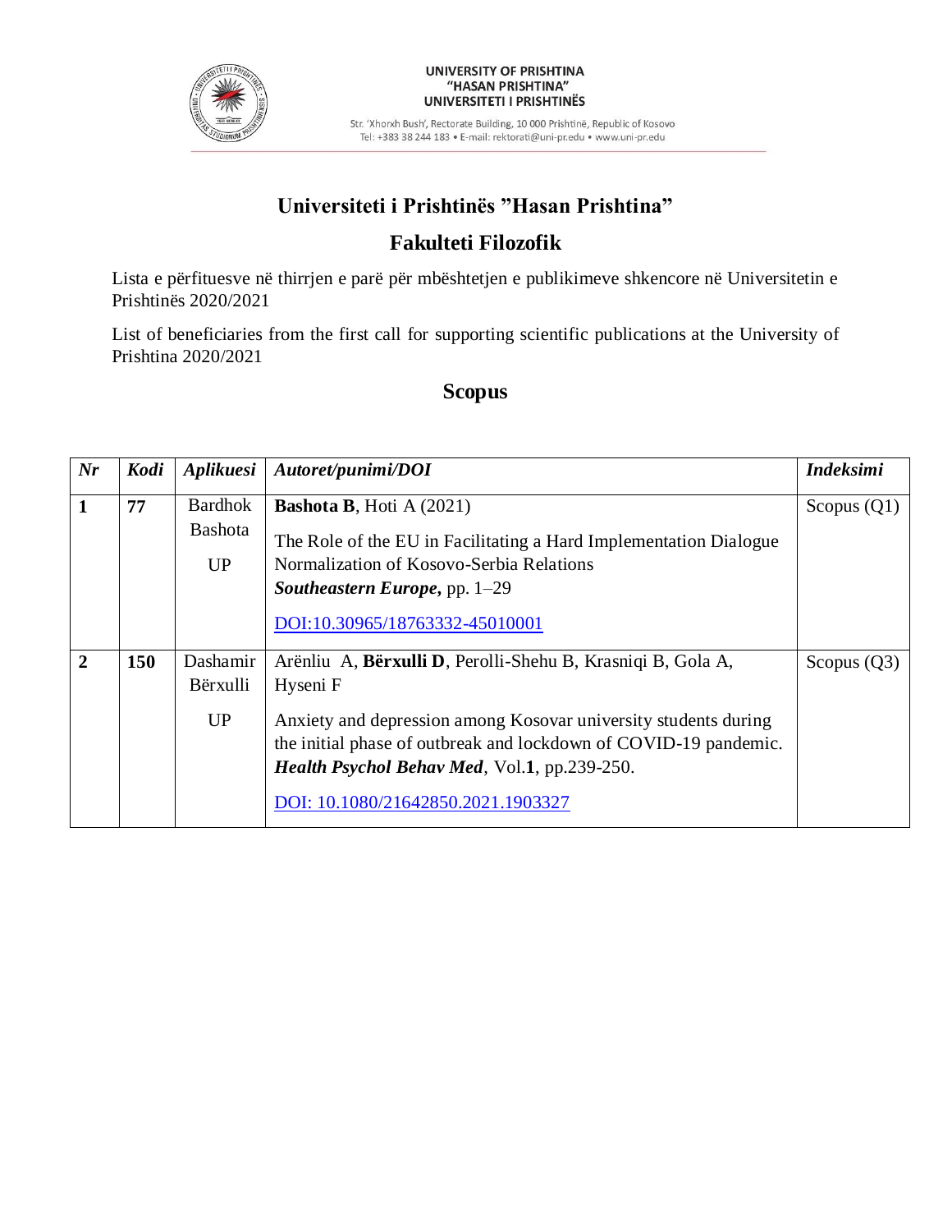# Universiteti i Prishtinës ”Hasan Prishtina”

## Fakulteti Filozofik

Lista e përfituesve në thirrjen e parë për mbështetjen e publikimeve shkencore në Universitetin e Prishtinës 2020/2021

List of beneficiaries from the first call for supporting scientific publications at the University of Prishtina 2020/2021

## Scopus

| *Nr* | *Kodi* | *Aplikuesi* | *Autoret/punimi/DOI* | *Indeksimi* |
|---|---|---|---|---|
| **1** | **77** | Bardhok Bashota UP | **Bashota B**, Hoti A (2021) The Role of the EU in Facilitating a Hard Implementation Dialogue Normalization of Kosovo-Serbia Relations ***Southeastern Europe***, pp. 1–29 DOI:10.30965/18763332-45010001 | Scopus (Q1) |
| **2** | **150** | Dashamir Bërxulli UP | Arënliu A, **Bërxulli D**, Perolli-Shehu B, Krasniqi B, Gola A, Hyseni F Anxiety and depression among Kosovar university students during the initial phase of outbreak and lockdown of COVID-19 pandemic. ***Health Psychol Behav Med***, Vol.**1**, pp.239-250. DOI: 10.1080/21642850.2021.1903327 | Scopus (Q3) |